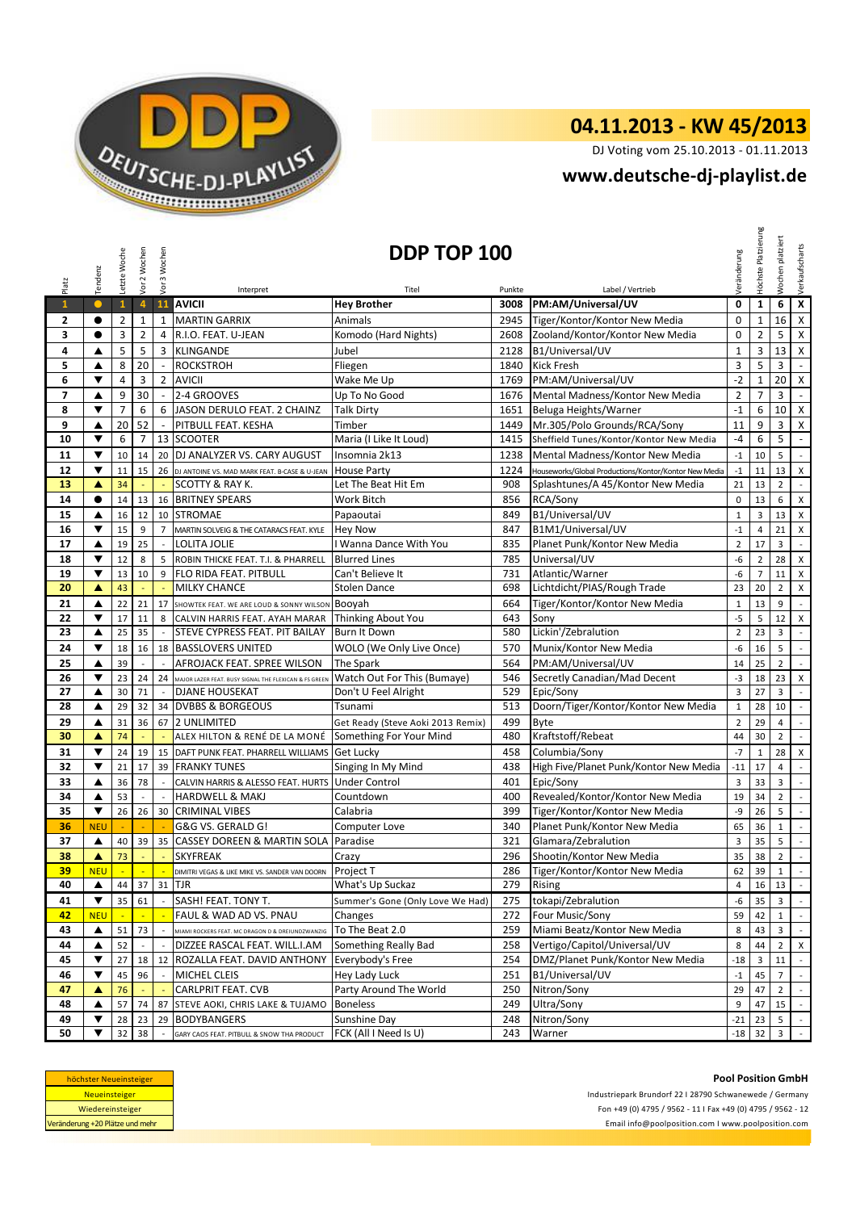# 04.11.2013 - KW 45/2013

DJ Voting vom 25.10.2013 - 01.11.2013

## www.deutsche-dj-playlist.de

## DDP TOP 100

| Platz | Tendenz | Letzte Woche | Vor 2 Wochen | Vor 3 Wochen | Interpret | Titel | Punkte | Label / Vertrieb | Veränderung | Höchste Platzierung | Wochen platziert | Verkaufscharts |
|---|---|---|---|---|---|---|---|---|---|---|---|---|
| 1 | ● | 1 | 4 | 11 | AVICII | Hey Brother | 3008 | PM:AM/Universal/UV | 0 | 1 | 6 | X |
| 2 | ● | 2 | 1 | 1 | MARTIN GARRIX | Animals | 2945 | Tiger/Kontor/Kontor New Media | 0 | 1 | 16 | X |
| 3 | ● | 3 | 2 | 4 | R.I.O. FEAT. U-JEAN | Komodo (Hard Nights) | 2608 | Zooland/Kontor/Kontor New Media | 0 | 2 | 5 | X |
| 4 | ▲ | 5 | 5 | 3 | KLINGANDE | Jubel | 2128 | B1/Universal/UV | 1 | 3 | 13 | X |
| 5 | ▲ | 8 | 20 | - | ROCKSTROH | Fliegen | 1840 | Kick Fresh | 3 | 5 | 3 | - |
| 6 | ▼ | 4 | 3 | 2 | AVICII | Wake Me Up | 1769 | PM:AM/Universal/UV | -2 | 1 | 20 | X |
| 7 | ▲ | 9 | 30 | - | 2-4 GROOVES | Up To No Good | 1676 | Mental Madness/Kontor New Media | 2 | 7 | 3 | - |
| 8 | ▼ | 7 | 6 | 6 | JASON DERULO FEAT. 2 CHAINZ | Talk Dirty | 1651 | Beluga Heights/Warner | -1 | 6 | 10 | X |
| 9 | ▲ | 20 | 52 | - | PITBULL FEAT. KESHA | Timber | 1449 | Mr.305/Polo Grounds/RCA/Sony | 11 | 9 | 3 | X |
| 10 | ▼ | 6 | 7 | 13 | SCOOTER | Maria (I Like It Loud) | 1415 | Sheffield Tunes/Kontor/Kontor New Media | -4 | 6 | 5 | - |
| 11 | ▼ | 10 | 14 | 20 | DJ ANALYZER VS. CARY AUGUST | Insomnia 2k13 | 1238 | Mental Madness/Kontor New Media | -1 | 10 | 5 | - |
| 12 | ▼ | 11 | 15 | 26 | DJ ANTOINE VS. MAD MARK FEAT. B-CASE & U-JEAN | House Party | 1224 | Houseworks/Global Productions/Kontor/Kontor New Media | -1 | 11 | 13 | X |
| 13 | ▲ | 34 | - | - | SCOTTY & RAY K. | Let The Beat Hit Em | 908 | Splashtunes/A 45/Kontor New Media | 21 | 13 | 2 | - |
| 14 | ● | 14 | 13 | 16 | BRITNEY SPEARS | Work Bitch | 856 | RCA/Sony | 0 | 13 | 6 | X |
| 15 | ▲ | 16 | 12 | 10 | STROMAE | Papaoutai | 849 | B1/Universal/UV | 1 | 3 | 13 | X |
| 16 | ▼ | 15 | 9 | 7 | MARTIN SOLVEIG & THE CATARACS FEAT. KYLE | Hey Now | 847 | B1M1/Universal/UV | -1 | 4 | 21 | X |
| 17 | ▲ | 19 | 25 | - | LOLITA JOLIE | I Wanna Dance With You | 835 | Planet Punk/Kontor New Media | 2 | 17 | 3 | - |
| 18 | ▼ | 12 | 8 | 5 | ROBIN THICKE FEAT. T.I. & PHARRELL | Blurred Lines | 785 | Universal/UV | -6 | 2 | 28 | X |
| 19 | ▼ | 13 | 10 | 9 | FLO RIDA FEAT. PITBULL | Can't Believe It | 731 | Atlantic/Warner | -6 | 7 | 11 | X |
| 20 | ▲ | 43 | - | - | MILKY CHANCE | Stolen Dance | 698 | Lichtdicht/PIAS/Rough Trade | 23 | 20 | 2 | X |
| 21 | ▲ | 22 | 21 | 17 | SHOWTEK FEAT. WE ARE LOUD & SONNY WILSON | Booyah | 664 | Tiger/Kontor/Kontor New Media | 1 | 13 | 9 | - |
| 22 | ▼ | 17 | 11 | 8 | CALVIN HARRIS FEAT. AYAH MARAR | Thinking About You | 643 | Sony | -5 | 5 | 12 | X |
| 23 | ▲ | 25 | 35 | - | STEVE CYPRESS FEAT. PIT BAILAY | Burn It Down | 580 | Lickin'/Zebralution | 2 | 23 | 3 | - |
| 24 | ▼ | 18 | 16 | 18 | BASSLOVERS UNITED | WOLO (We Only Live Once) | 570 | Munix/Kontor New Media | -6 | 16 | 5 | - |
| 25 | ▲ | 39 | - | - | AFROJACK FEAT. SPREE WILSON | The Spark | 564 | PM:AM/Universal/UV | 14 | 25 | 2 | - |
| 26 | ▼ | 23 | 24 | 24 | MAJOR LAZER FEAT. BUSY SIGNAL THE FLEXICAN & FS GREEN | Watch Out For This (Bumaye) | 546 | Secretly Canadian/Mad Decent | -3 | 18 | 23 | X |
| 27 | ▲ | 30 | 71 | - | DJANE HOUSEKAT | Don't U Feel Alright | 529 | Epic/Sony | 3 | 27 | 3 | - |
| 28 | ▲ | 29 | 32 | 34 | DVBBS & BORGEOUS | Tsunami | 513 | Doorn/Tiger/Kontor/Kontor New Media | 1 | 28 | 10 | - |
| 29 | ▲ | 31 | 36 | 67 | 2 UNLIMITED | Get Ready (Steve Aoki 2013 Remix) | 499 | Byte | 2 | 29 | 4 | - |
| 30 | ▲ | 74 | - | - | ALEX HILTON & RENÉ DE LA MONÉ | Something For Your Mind | 480 | Kraftstoff/Rebeat | 44 | 30 | 2 | - |
| 31 | ▼ | 24 | 19 | 15 | DAFT PUNK FEAT. PHARRELL WILLIAMS | Get Lucky | 458 | Columbia/Sony | -7 | 1 | 28 | X |
| 32 | ▼ | 21 | 17 | 39 | FRANKY TUNES | Singing In My Mind | 438 | High Five/Planet Punk/Kontor New Media | -11 | 17 | 4 | - |
| 33 | ▲ | 36 | 78 | - | CALVIN HARRIS & ALESSO FEAT. HURTS | Under Control | 401 | Epic/Sony | 3 | 33 | 3 | - |
| 34 | ▲ | 53 | - | - | HARDWELL & MAKJ | Countdown | 400 | Revealed/Kontor/Kontor New Media | 19 | 34 | 2 | - |
| 35 | ▼ | 26 | 26 | 30 | CRIMINAL VIBES | Calabria | 399 | Tiger/Kontor/Kontor New Media | -9 | 26 | 5 | - |
| 36 | NEU | - | - | - | G&G VS. GERALD G! | Computer Love | 340 | Planet Punk/Kontor New Media | 65 | 36 | 1 | - |
| 37 | ▲ | 40 | 39 | 35 | CASSEY DOREEN & MARTIN SOLA | Paradise | 321 | Glamara/Zebralution | 3 | 35 | 5 | - |
| 38 | ▲ | 73 | - | - | SKYFREAK | Crazy | 296 | Shootin/Kontor New Media | 35 | 38 | 2 | - |
| 39 | NEU | - | - | - | DIMITRI VEGAS & LIKE MIKE VS. SANDER VAN DOORN | Project T | 286 | Tiger/Kontor/Kontor New Media | 62 | 39 | 1 | - |
| 40 | ▲ | 44 | 37 | 31 | TJR | What's Up Suckaz | 279 | Rising | 4 | 16 | 13 | - |
| 41 | ▼ | 35 | 61 | - | SASH! FEAT. TONY T. | Summer's Gone (Only Love We Had) | 275 | tokapi/Zebralution | -6 | 35 | 3 | - |
| 42 | NEU | - | - | - | FAUL & WAD AD VS. PNAU | Changes | 272 | Four Music/Sony | 59 | 42 | 1 | - |
| 43 | ▲ | 51 | 73 | - | MIAMI ROCKERS FEAT. MC DRAGON D & DREIUNDZWANZIG | To The Beat 2.0 | 259 | Miami Beatz/Kontor New Media | 8 | 43 | 3 | - |
| 44 | ▲ | 52 | - | - | DIZZEE RASCAL FEAT. WILL.I.AM | Something Really Bad | 258 | Vertigo/Capitol/Universal/UV | 8 | 44 | 2 | X |
| 45 | ▼ | 27 | 18 | 12 | ROZALLA FEAT. DAVID ANTHONY | Everybody's Free | 254 | DMZ/Planet Punk/Kontor New Media | -18 | 3 | 11 | - |
| 46 | ▼ | 45 | 96 | - | MICHEL CLEIS | Hey Lady Luck | 251 | B1/Universal/UV | -1 | 45 | 7 | - |
| 47 | ▲ | 76 | - | - | CARLPRIT FEAT. CVB | Party Around The World | 250 | Nitron/Sony | 29 | 47 | 2 | - |
| 48 | ▲ | 57 | 74 | 87 | STEVE AOKI, CHRIS LAKE & TUJAMO | Boneless | 249 | Ultra/Sony | 9 | 47 | 15 | - |
| 49 | ▼ | 28 | 23 | 29 | BODYBANGERS | Sunshine Day | 248 | Nitron/Sony | -21 | 23 | 5 | - |
| 50 | ▼ | 32 | 38 | - | GARY CAOS FEAT. PITBULL & SNOW THA PRODUCT | FCK (All I Need Is U) | 243 | Warner | -18 | 32 | 3 | - |

höchster Neueinsteiger
Neueinsteiger
Wiedereinsteiger
Veränderung +20 Plätze und mehr

**Pool Position GmbH**

Industriepark Brundorf 22 I 28790 Schwanewede / Germany

Fon +49 (0) 4795 / 9562 - 11 I Fax +49 (0) 4795 / 9562 - 12

Email info@poolposition.com I www.poolposition.com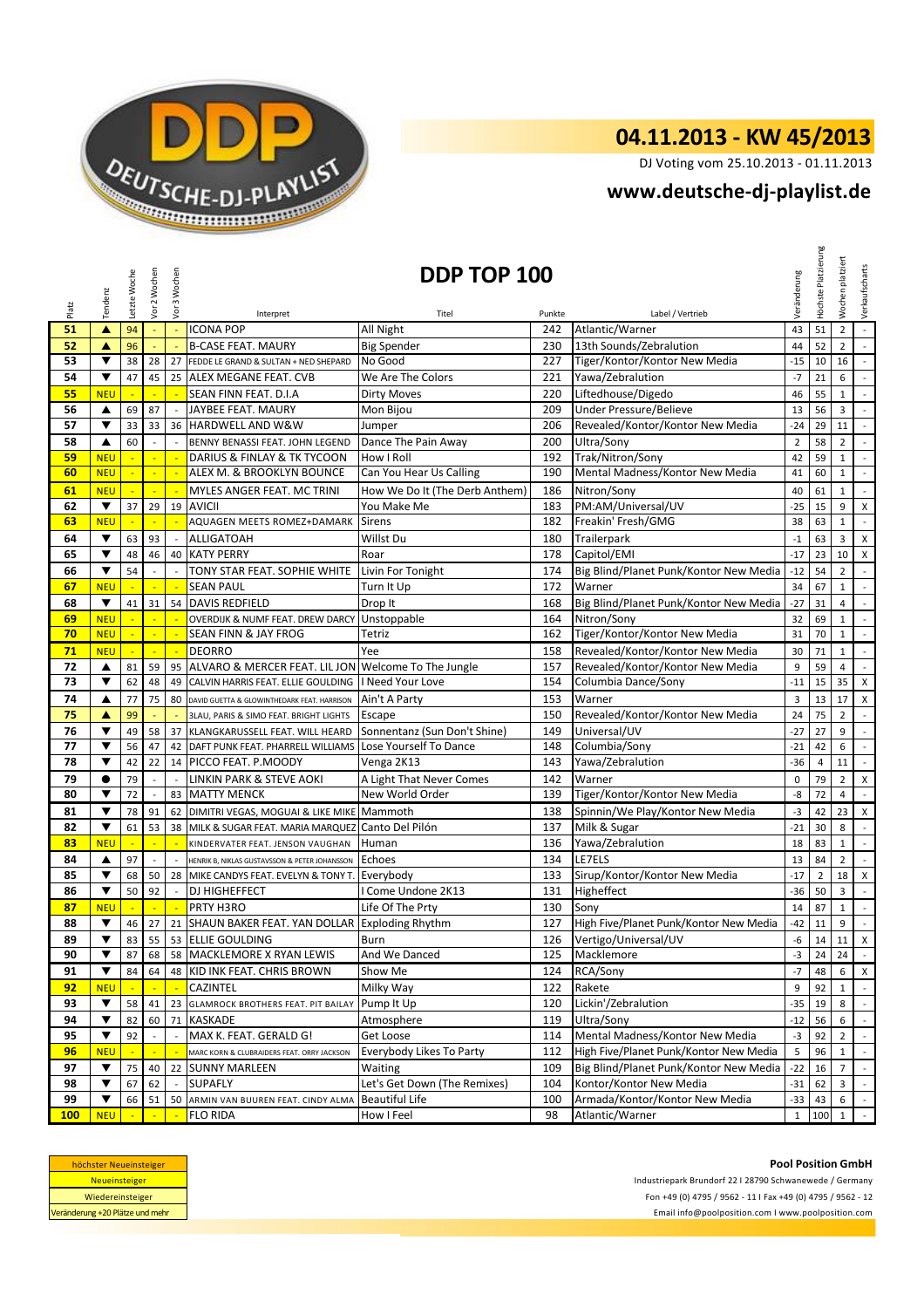## 04.11.2013 - KW 45/2013

DJ Voting vom 25.10.2013 - 01.11.2013

## www.deutsche-dj-playlist.de

# DDP TOP 100

| Platz | Tendenz | Letzte Woche | Vor 2 Wochen | Vor 3 Wochen | Interpret | Titel | Punkte | Label / Vertrieb | Veränderung | Höchste Platzierung | Wochen platziert | Verkaufscharts |
|---|---|---|---|---|---|---|---|---|---|---|---|---|
| 51 | ▲ | 94 | - | - | ICONA POP | All Night | 242 | Atlantic/Warner | 43 | 51 | 2 | - |
| 52 | ▲ | 96 | - | - | B-CASE FEAT. MAURY | Big Spender | 230 | 13th Sounds/Zebralution | 44 | 52 | 2 | - |
| 53 | ▼ | 38 | 28 | 27 | FEDDE LE GRAND & SULTAN + NED SHEPARD | No Good | 227 | Tiger/Kontor/Kontor New Media | -15 | 10 | 16 | - |
| 54 | ▼ | 47 | 45 | 25 | ALEX MEGANE FEAT. CVB | We Are The Colors | 221 | Yawa/Zebralution | -7 | 21 | 6 | - |
| 55 | NEU | - | - | - | SEAN FINN FEAT. D.I.A | Dirty Moves | 220 | Liftedhouse/Digedo | 46 | 55 | 1 | - |
| 56 | ▲ | 69 | 87 | - | JAYBEE FEAT. MAURY | Mon Bijou | 209 | Under Pressure/Believe | 13 | 56 | 3 | - |
| 57 | ▼ | 33 | 33 | 36 | HARDWELL AND W&W | Jumper | 206 | Revealed/Kontor/Kontor New Media | -24 | 29 | 11 | - |
| 58 | ▲ | 60 | - | - | BENNY BENASSI FEAT. JOHN LEGEND | Dance The Pain Away | 200 | Ultra/Sony | 2 | 58 | 2 | - |
| 59 | NEU | - | - | - | DARIUS & FINLAY & TK TYCOON | How I Roll | 192 | Trak/Nitron/Sony | 42 | 59 | 1 | - |
| 60 | NEU | - | - | - | ALEX M. & BROOKLYN BOUNCE | Can You Hear Us Calling | 190 | Mental Madness/Kontor New Media | 41 | 60 | 1 | - |
| 61 | NEU | - | - | - | MYLES ANGER FEAT. MC TRINI | How We Do It (The Derb Anthem) | 186 | Nitron/Sony | 40 | 61 | 1 | - |
| 62 | ▼ | 37 | 29 | 19 | AVICII | You Make Me | 183 | PM:AM/Universal/UV | -25 | 15 | 9 | X |
| 63 | NEU | - | - | - | AQUAGEN MEETS ROMEZ+DAMARK | Sirens | 182 | Freakin' Fresh/GMG | 38 | 63 | 1 | - |
| 64 | ▼ | 63 | 93 | - | ALLIGATOAH | Willst Du | 180 | Trailerpark | -1 | 63 | 3 | X |
| 65 | ▼ | 48 | 46 | 40 | KATY PERRY | Roar | 178 | Capitol/EMI | -17 | 23 | 10 | X |
| 66 | ▼ | 54 | - | - | TONY STAR FEAT. SOPHIE WHITE | Livin For Tonight | 174 | Big Blind/Planet Punk/Kontor New Media | -12 | 54 | 2 | - |
| 67 | NEU | - | - | - | SEAN PAUL | Turn It Up | 172 | Warner | 34 | 67 | 1 | - |
| 68 | ▼ | 41 | 31 | 54 | DAVIS REDFIELD | Drop It | 168 | Big Blind/Planet Punk/Kontor New Media | -27 | 31 | 4 | - |
| 69 | NEU | - | - | - | OVERDIJK & NUMF FEAT. DREW DARCY | Unstoppable | 164 | Nitron/Sony | 32 | 69 | 1 | - |
| 70 | NEU | - | - | - | SEAN FINN & JAY FROG | Tetriz | 162 | Tiger/Kontor/Kontor New Media | 31 | 70 | 1 | - |
| 71 | NEU | - | - | - | DEORRO | Yee | 158 | Revealed/Kontor/Kontor New Media | 30 | 71 | 1 | - |
| 72 | ▲ | 81 | 59 | 95 | ALVARO & MERCER FEAT. LIL JON | Welcome To The Jungle | 157 | Revealed/Kontor/Kontor New Media | 9 | 59 | 4 | - |
| 73 | ▼ | 62 | 48 | 49 | CALVIN HARRIS FEAT. ELLIE GOULDING | I Need Your Love | 154 | Columbia Dance/Sony | -11 | 15 | 35 | X |
| 74 | ▲ | 77 | 75 | 80 | DAVID GUETTA & GLOWINTHEDARK FEAT. HARRISON | Ain't A Party | 153 | Warner | 3 | 13 | 17 | X |
| 75 | ▲ | 99 | - | - | 3LAU, PARIS & SIMO FEAT. BRIGHT LIGHTS | Escape | 150 | Revealed/Kontor/Kontor New Media | 24 | 75 | 2 | - |
| 76 | ▼ | 49 | 58 | 37 | KLANGKARUSSELL FEAT. WILL HEARD | Sonnentanz (Sun Don't Shine) | 149 | Universal/UV | -27 | 27 | 9 | - |
| 77 | ▼ | 56 | 47 | 42 | DAFT PUNK FEAT. PHARRELL WILLIAMS | Lose Yourself To Dance | 148 | Columbia/Sony | -21 | 42 | 6 | - |
| 78 | ▼ | 42 | 22 | 14 | PICCO FEAT. P.MOODY | Venga 2K13 | 143 | Yawa/Zebralution | -36 | 4 | 11 | - |
| 79 | ● | 79 | - | - | LINKIN PARK & STEVE AOKI | A Light That Never Comes | 142 | Warner | 0 | 79 | 2 | X |
| 80 | ▼ | 72 | - | 83 | MATTY MENCK | New World Order | 139 | Tiger/Kontor/Kontor New Media | -8 | 72 | 4 | - |
| 81 | ▼ | 78 | 91 | 62 | DIMITRI VEGAS, MOGUAI & LIKE MIKE | Mammoth | 138 | Spinnin/We Play/Kontor New Media | -3 | 42 | 23 | X |
| 82 | ▼ | 61 | 53 | 38 | MILK & SUGAR FEAT. MARIA MARQUEZ | Canto Del Pilón | 137 | Milk & Sugar | -21 | 30 | 8 | - |
| 83 | NEU | - | - | - | KINDERVATER FEAT. JENSON VAUGHAN | Human | 136 | Yawa/Zebralution | 18 | 83 | 1 | - |
| 84 | ▲ | 97 | - | - | HENRIK B, NIKLAS GUSTAVSSON & PETER JOHANSSON | Echoes | 134 | LE7ELS | 13 | 84 | 2 | - |
| 85 | ▼ | 68 | 50 | 28 | MIKE CANDYS FEAT. EVELYN & TONY T. | Everybody | 133 | Sirup/Kontor/Kontor New Media | -17 | 2 | 18 | X |
| 86 | ▼ | 50 | 92 | - | DJ HIGHEFFECT | I Come Undone 2K13 | 131 | Higheffect | -36 | 50 | 3 | - |
| 87 | NEU | - | - | - | PRTY H3RO | Life Of The Prty | 130 | Sony | 14 | 87 | 1 | - |
| 88 | ▼ | 46 | 27 | 21 | SHAUN BAKER FEAT. YAN DOLLAR | Exploding Rhythm | 127 | High Five/Planet Punk/Kontor New Media | -42 | 11 | 9 | - |
| 89 | ▼ | 83 | 55 | 53 | ELLIE GOULDING | Burn | 126 | Vertigo/Universal/UV | -6 | 14 | 11 | X |
| 90 | ▼ | 87 | 68 | 58 | MACKLEMORE X RYAN LEWIS | And We Danced | 125 | Macklemore | -3 | 24 | 24 | - |
| 91 | ▼ | 84 | 64 | 48 | KID INK FEAT. CHRIS BROWN | Show Me | 124 | RCA/Sony | -7 | 48 | 6 | X |
| 92 | NEU | - | - | - | CAZINTEL | Milky Way | 122 | Rakete | 9 | 92 | 1 | - |
| 93 | ▼ | 58 | 41 | 23 | GLAMROCK BROTHERS FEAT. PIT BAILAY | Pump It Up | 120 | Lickin'/Zebralution | -35 | 19 | 8 | - |
| 94 | ▼ | 82 | 60 | 71 | KASKADE | Atmosphere | 119 | Ultra/Sony | -12 | 56 | 6 | - |
| 95 | ▼ | 92 | - | - | MAX K. FEAT. GERALD G! | Get Loose | 114 | Mental Madness/Kontor New Media | -3 | 92 | 2 | - |
| 96 | NEU | - | - | - | MARC KORN & CLUBRAIDERS FEAT. ORRY JACKSON | Everybody Likes To Party | 112 | High Five/Planet Punk/Kontor New Media | 5 | 96 | 1 | - |
| 97 | ▼ | 75 | 40 | 22 | SUNNY MARLEEN | Waiting | 109 | Big Blind/Planet Punk/Kontor New Media | -22 | 16 | 7 | - |
| 98 | ▼ | 67 | 62 | - | SUPAFLY | Let's Get Down (The Remixes) | 104 | Kontor/Kontor New Media | -31 | 62 | 3 | - |
| 99 | ▼ | 66 | 51 | 50 | ARMIN VAN BUUREN FEAT. CINDY ALMA | Beautiful Life | 100 | Armada/Kontor/Kontor New Media | -33 | 43 | 6 | - |
| 100 | NEU | - | - | - | FLO RIDA | How I Feel | 98 | Atlantic/Warner | 1 | 100 | 1 | - |

höchster Neueinsteiger
Neueinsteiger
Wiedereinsteiger
Veränderung +20 Plätze und mehr

**Pool Position GmbH**

Industriepark Brundorf 22 I 28790 Schwanewede / Germany
Fon +49 (0) 4795 / 9562 - 11 I Fax +49 (0) 4795 / 9562 - 12
Email info@poolposition.com I www.poolposition.com